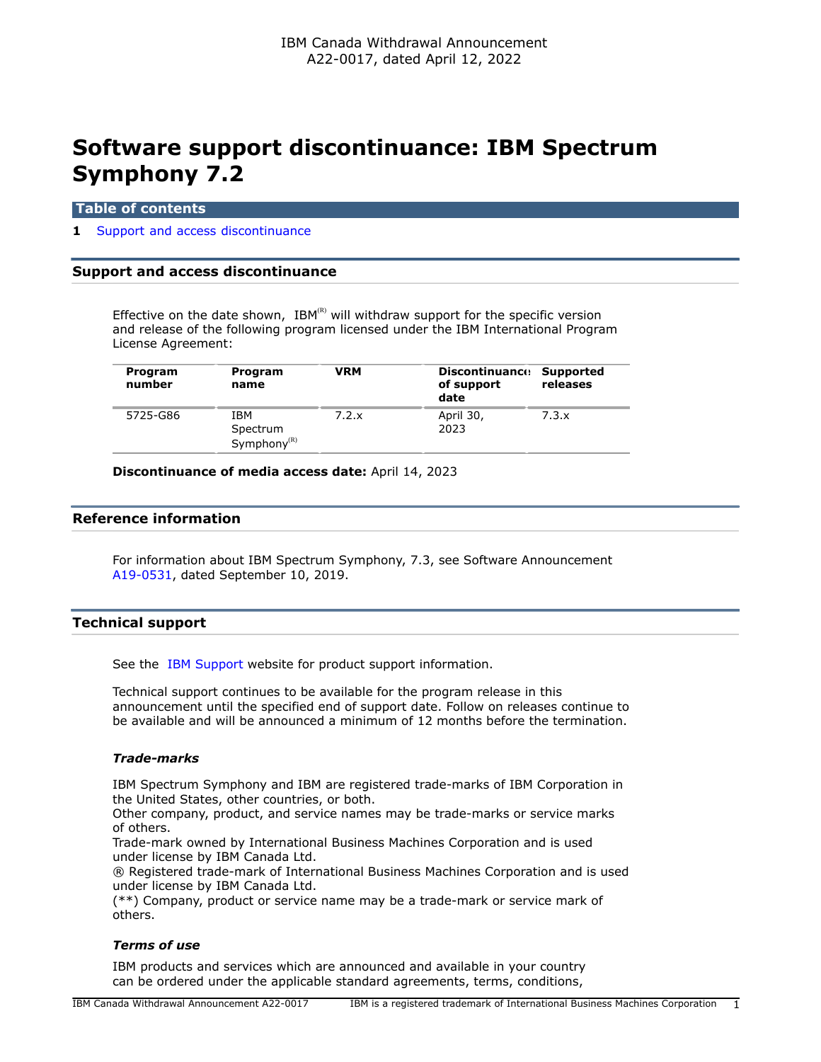IBM Canada Withdrawal Announcement
A22-0017, dated April 12, 2022

# Software support discontinuance: IBM Spectrum Symphony 7.2

## Table of contents

1 Support and access discontinuance

## Support and access discontinuance

Effective on the date shown, IBM(R) will withdraw support for the specific version and release of the following program licensed under the IBM International Program License Agreement:

| Program number | Program name | VRM | Discontinuance of support date | Supported releases |
| --- | --- | --- | --- | --- |
| 5725-G86 | IBM Spectrum Symphony(R) | 7.2.x | April 30, 2023 | 7.3.x |

**Discontinuance of media access date:** April 14, 2023

## Reference information

For information about IBM Spectrum Symphony, 7.3, see Software Announcement A19-0531, dated September 10, 2019.

## Technical support

See the IBM Support website for product support information.

Technical support continues to be available for the program release in this announcement until the specified end of support date. Follow on releases continue to be available and will be announced a minimum of 12 months before the termination.

### *Trade-marks*

IBM Spectrum Symphony and IBM are registered trade-marks of IBM Corporation in the United States, other countries, or both.
Other company, product, and service names may be trade-marks or service marks of others.
Trade-mark owned by International Business Machines Corporation and is used under license by IBM Canada Ltd.
® Registered trade-mark of International Business Machines Corporation and is used under license by IBM Canada Ltd.
(**) Company, product or service name may be a trade-mark or service mark of others.

### *Terms of use*

IBM products and services which are announced and available in your country can be ordered under the applicable standard agreements, terms, conditions,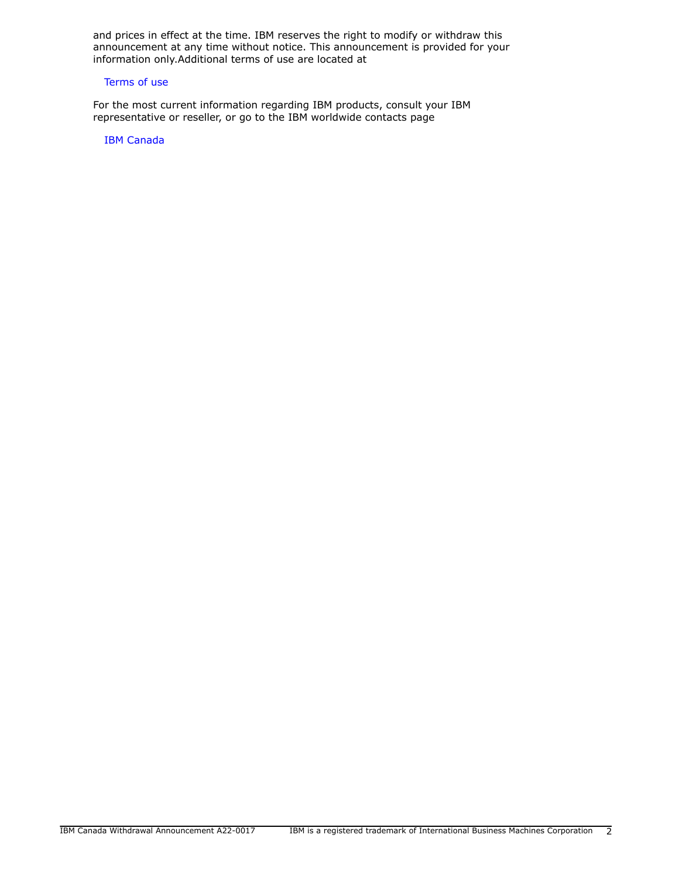and prices in effect at the time. IBM reserves the right to modify or withdraw this announcement at any time without notice. This announcement is provided for your information only.Additional terms of use are located at

Terms of use

For the most current information regarding IBM products, consult your IBM representative or reseller, or go to the IBM worldwide contacts page

IBM Canada